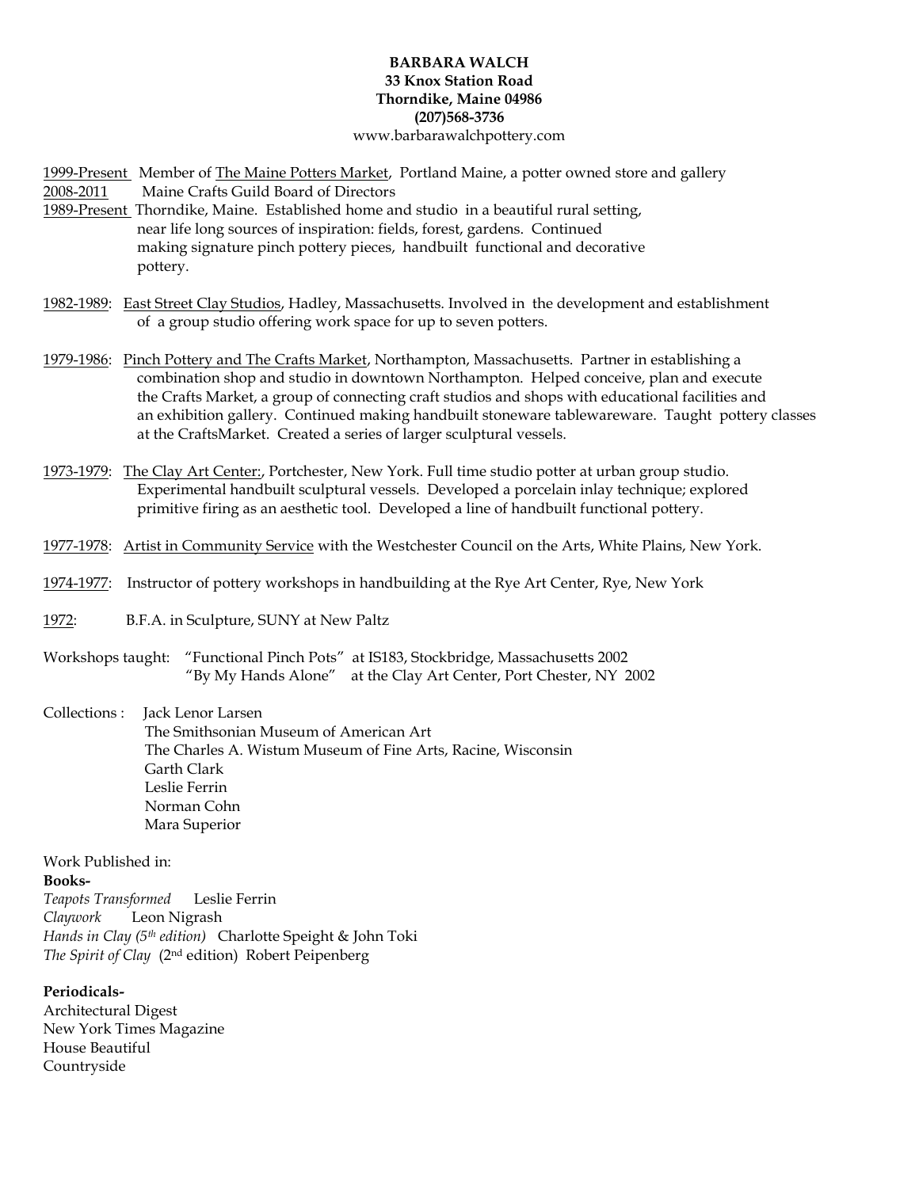**BARBARA WALCH**
**33 Knox Station Road**
**Thorndike, Maine 04986**
**(207)568-3736**
www.barbarawalchpottery.com

<u>1999-Present</u> Member of <u>The Maine Potters Market</u>, Portland Maine, a potter owned store and gallery

<u>2008-2011</u> Maine Crafts Guild Board of Directors

<u>1989-Present</u> Thorndike, Maine. Established home and studio in a beautiful rural setting, near life long sources of inspiration: fields, forest, gardens. Continued making signature pinch pottery pieces, handbuilt functional and decorative pottery.

<u>1982-1989</u>: <u>East Street Clay Studios</u>, Hadley, Massachusetts. Involved in the development and establishment of a group studio offering work space for up to seven potters.

<u>1979-1986</u>: <u>Pinch Pottery and The Crafts Market</u>, Northampton, Massachusetts. Partner in establishing a combination shop and studio in downtown Northampton. Helped conceive, plan and execute the Crafts Market, a group of connecting craft studios and shops with educational facilities and an exhibition gallery. Continued making handbuilt stoneware tablewareware. Taught pottery classes at the CraftsMarket. Created a series of larger sculptural vessels.

<u>1973-1979</u>: <u>The Clay Art Center:</u>, Portchester, New York. Full time studio potter at urban group studio. Experimental handbuilt sculptural vessels. Developed a porcelain inlay technique; explored primitive firing as an aesthetic tool. Developed a line of handbuilt functional pottery.

<u>1977-1978</u>: <u>Artist in Community Service</u> with the Westchester Council on the Arts, White Plains, New York.

<u>1974-1977</u>: Instructor of pottery workshops in handbuilding at the Rye Art Center, Rye, New York

<u>1972</u>: B.F.A. in Sculpture, SUNY at New Paltz

Workshops taught: "Functional Pinch Pots" at IS183, Stockbridge, Massachusetts 2002
"By My Hands Alone" at the Clay Art Center, Port Chester, NY 2002

Collections :
Jack Lenor Larsen
The Smithsonian Museum of American Art
The Charles A. Wistum Museum of Fine Arts, Racine, Wisconsin
Garth Clark
Leslie Ferrin
Norman Cohn
Mara Superior

Work Published in:

**Books-**

*Teapots Transformed* Leslie Ferrin
*Claywork* Leon Nigrash
*Hands in Clay (5th edition)* Charlotte Speight & John Toki
*The Spirit of Clay* (2nd edition) Robert Peipenberg

**Periodicals-**

Architectural Digest
New York Times Magazine
House Beautiful
Countryside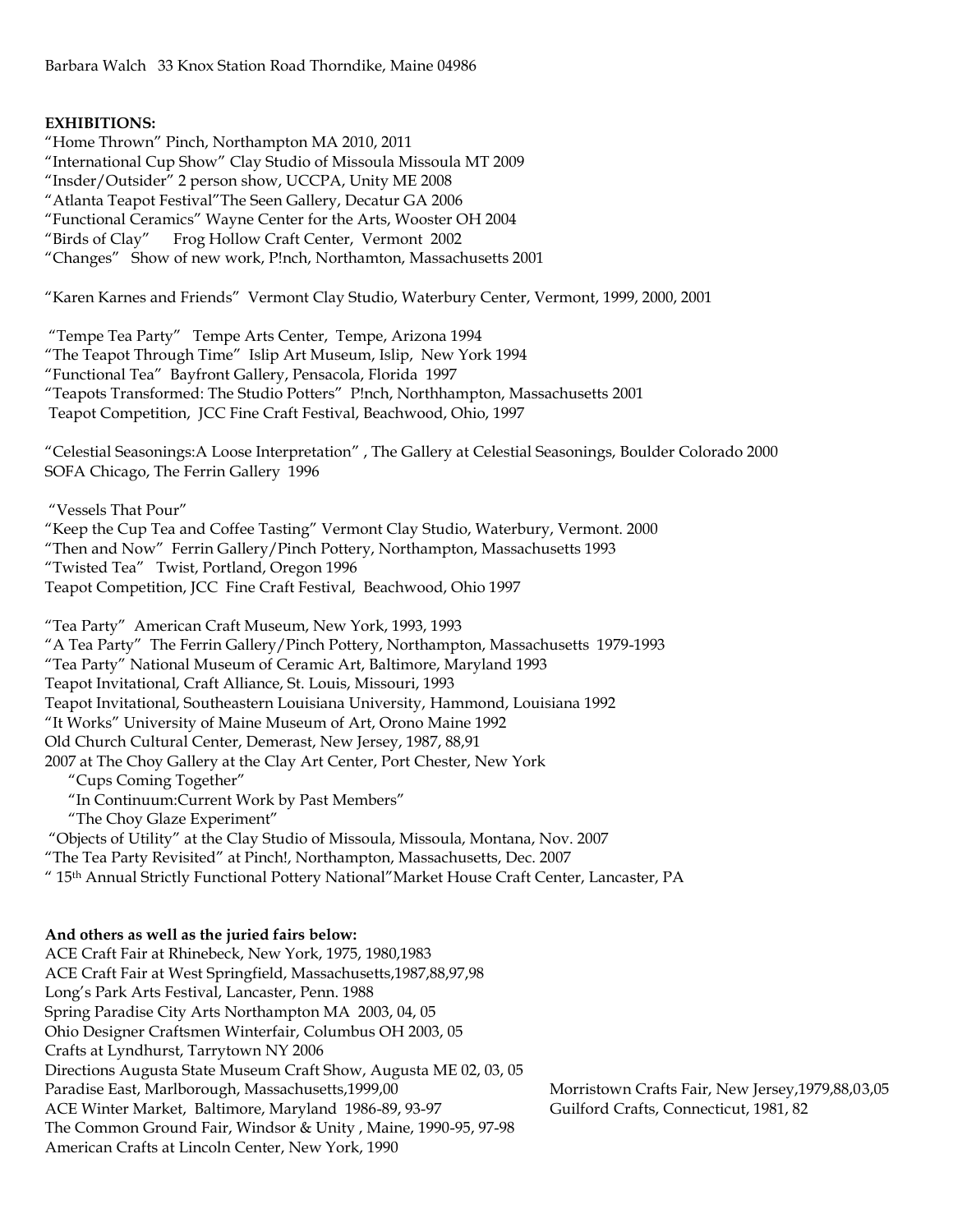Barbara Walch 33 Knox Station Road Thorndike, Maine 04986

**EXHIBITIONS:**

"Home Thrown" Pinch, Northampton MA 2010, 2011
"International Cup Show" Clay Studio of Missoula Missoula MT 2009
"Insder/Outsider" 2 person show, UCCPA, Unity ME 2008
"Atlanta Teapot Festival"The Seen Gallery, Decatur GA 2006
"Functional Ceramics" Wayne Center for the Arts, Wooster OH 2004
"Birds of Clay" Frog Hollow Craft Center, Vermont 2002
"Changes" Show of new work, P!nch, Northamton, Massachusetts 2001

"Karen Karnes and Friends" Vermont Clay Studio, Waterbury Center, Vermont, 1999, 2000, 2001

"Tempe Tea Party" Tempe Arts Center, Tempe, Arizona 1994
"The Teapot Through Time" Islip Art Museum, Islip, New York 1994
"Functional Tea" Bayfront Gallery, Pensacola, Florida 1997
"Teapots Transformed: The Studio Potters" P!nch, Northhampton, Massachusetts 2001
Teapot Competition, JCC Fine Craft Festival, Beachwood, Ohio, 1997

"Celestial Seasonings:A Loose Interpretation" , The Gallery at Celestial Seasonings, Boulder Colorado 2000
SOFA Chicago, The Ferrin Gallery 1996

"Vessels That Pour"
"Keep the Cup Tea and Coffee Tasting" Vermont Clay Studio, Waterbury, Vermont. 2000
"Then and Now" Ferrin Gallery/Pinch Pottery, Northampton, Massachusetts 1993
"Twisted Tea" Twist, Portland, Oregon 1996
Teapot Competition, JCC Fine Craft Festival, Beachwood, Ohio 1997

"Tea Party" American Craft Museum, New York, 1993, 1993
"A Tea Party" The Ferrin Gallery/Pinch Pottery, Northampton, Massachusetts 1979-1993
"Tea Party" National Museum of Ceramic Art, Baltimore, Maryland 1993
Teapot Invitational, Craft Alliance, St. Louis, Missouri, 1993
Teapot Invitational, Southeastern Louisiana University, Hammond, Louisiana 1992
"It Works" University of Maine Museum of Art, Orono Maine 1992
Old Church Cultural Center, Demerast, New Jersey, 1987, 88,91
2007 at The Choy Gallery at the Clay Art Center, Port Chester, New York
- "Cups Coming Together"
- "In Continuum:Current Work by Past Members"
- "The Choy Glaze Experiment"

"Objects of Utility" at the Clay Studio of Missoula, Missoula, Montana, Nov. 2007
"The Tea Party Revisited" at Pinch!, Northampton, Massachusetts, Dec. 2007
" 15th Annual Strictly Functional Pottery National"Market House Craft Center, Lancaster, PA

**And others as well as the juried fairs below:**

ACE Craft Fair at Rhinebeck, New York, 1975, 1980,1983
ACE Craft Fair at West Springfield, Massachusetts,1987,88,97,98
Long's Park Arts Festival, Lancaster, Penn. 1988
Spring Paradise City Arts Northampton MA 2003, 04, 05
Ohio Designer Craftsmen Winterfair, Columbus OH 2003, 05
Crafts at Lyndhurst, Tarrytown NY 2006
Directions Augusta State Museum Craft Show, Augusta ME 02, 03, 05
Paradise East, Marlborough, Massachusetts,1999,00
ACE Winter Market, Baltimore, Maryland 1986-89, 93-97
The Common Ground Fair, Windsor & Unity , Maine, 1990-95, 97-98
American Crafts at Lincoln Center, New York, 1990
Morristown Crafts Fair, New Jersey,1979,88,03,05
Guilford Crafts, Connecticut, 1981, 82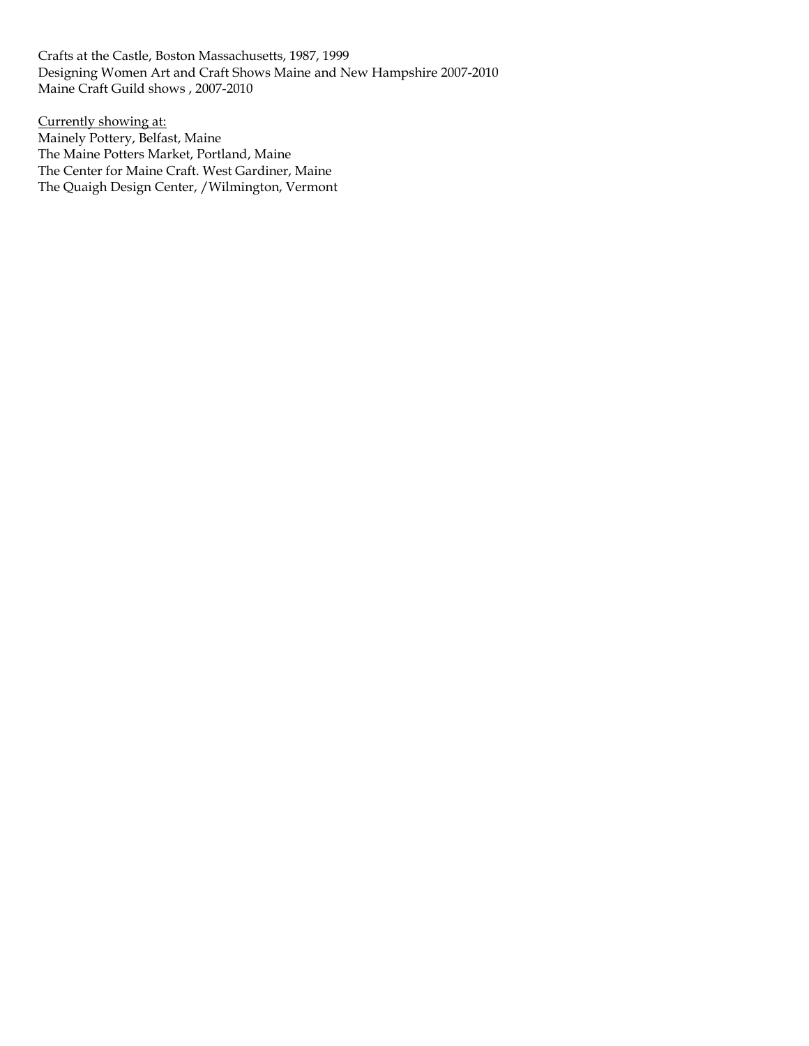Crafts at the Castle, Boston Massachusetts, 1987, 1999
Designing Women Art and Craft Shows Maine and New Hampshire 2007-2010
Maine Craft Guild shows , 2007-2010

<u>Currently showing at:</u>
Mainely Pottery, Belfast, Maine
The Maine Potters Market, Portland, Maine
The Center for Maine Craft. West Gardiner, Maine
The Quaigh Design Center, /Wilmington, Vermont